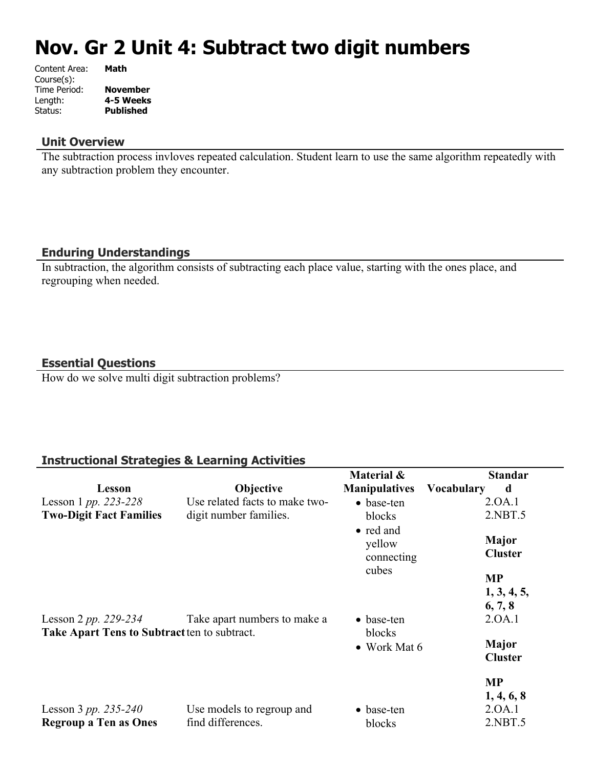# Nov. Gr 2 Unit 4: Subtract two digit numbers

Content Area: **Math**
Course(s):
Time Period: **November**
Length: **4-5 Weeks**
Status: **Published**

## Unit Overview

The subtraction process invloves repeated calculation. Student learn to use the same algorithm repeatedly with any subtraction problem they encounter.

## Enduring Understandings

In subtraction, the algorithm consists of subtracting each place value, starting with the ones place, and regrouping when needed.

## Essential Questions

How do we solve multi digit subtraction problems?

## Instructional Strategies & Learning Activities

| Lesson | Objective | Material & Manipulatives | Vocabulary | Standard |
|---|---|---|---|---|
| Lesson 1 *pp. 223-228* **Two-Digit Fact Families** | Use related facts to make two-digit number families. | • base-ten blocks<br>• red and yellow connecting cubes | | 2.OA.1<br>2.NBT.5<br>**Major Cluster**<br>**MP 1, 3, 4, 5, 6, 7, 8** |
| Lesson 2 *pp. 229-234* **Take Apart Tens to Subtract** | Take apart numbers to make a ten to subtract. | • base-ten blocks<br>• Work Mat 6 | | 2.OA.1<br>**Major Cluster**<br>**MP 1, 4, 6, 8** |
| Lesson 3 *pp. 235-240* **Regroup a Ten as Ones** | Use models to regroup and find differences. | • base-ten blocks | | 2.OA.1<br>2.NBT.5 |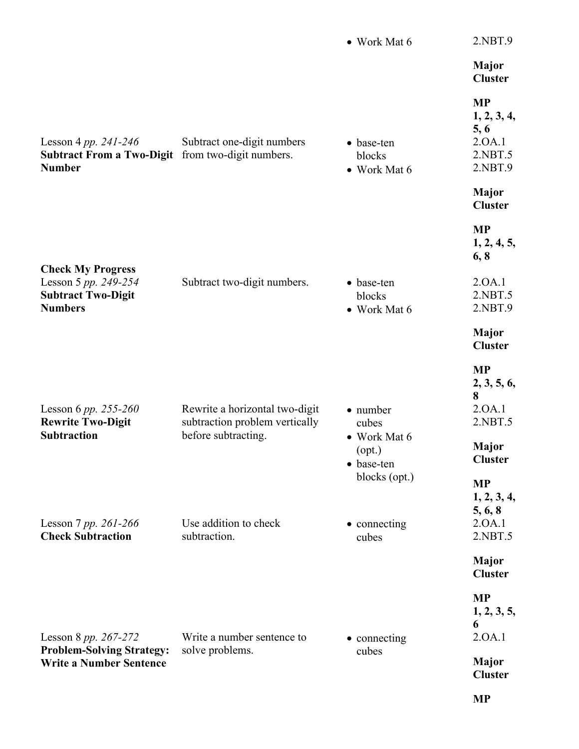| | | | |
|---|---|---|---|
| | | • Work Mat 6 | 2.NBT.9<br><br>**Major Cluster**<br><br>**MP 1, 2, 3, 4, 5, 6** |
| Lesson 4 *pp. 241-246*<br>**Subtract From a Two-Digit Number** | Subtract one-digit numbers from two-digit numbers. | • base-ten blocks<br>• Work Mat 6 | 2.OA.1<br>2.NBT.5<br>2.NBT.9<br><br>**Major Cluster**<br><br>**MP 1, 2, 4, 5, 6, 8** |
| **Check My Progress**<br>Lesson 5 *pp. 249-254*<br>**Subtract Two-Digit Numbers** | Subtract two-digit numbers. | • base-ten blocks<br>• Work Mat 6 | 2.OA.1<br>2.NBT.5<br>2.NBT.9<br><br>**Major Cluster**<br><br>**MP 2, 3, 5, 6, 8** |
| Lesson 6 *pp. 255-260*<br>**Rewrite Two-Digit Subtraction** | Rewrite a horizontal two-digit subtraction problem vertically before subtracting. | • number cubes<br>• Work Mat 6 (opt.)<br>• base-ten blocks (opt.) | 2.OA.1<br>2.NBT.5<br><br>**Major Cluster**<br><br>**MP 1, 2, 3, 4, 5, 6, 8** |
| Lesson 7 *pp. 261-266*<br>**Check Subtraction** | Use addition to check subtraction. | • connecting cubes | 2.OA.1<br>2.NBT.5<br><br>**Major Cluster**<br><br>**MP 1, 2, 3, 5, 6** |
| Lesson 8 *pp. 267-272*<br>**Problem-Solving Strategy: Write a Number Sentence** | Write a number sentence to solve problems. | • connecting cubes | 2.OA.1<br><br>**Major Cluster**<br><br>**MP** |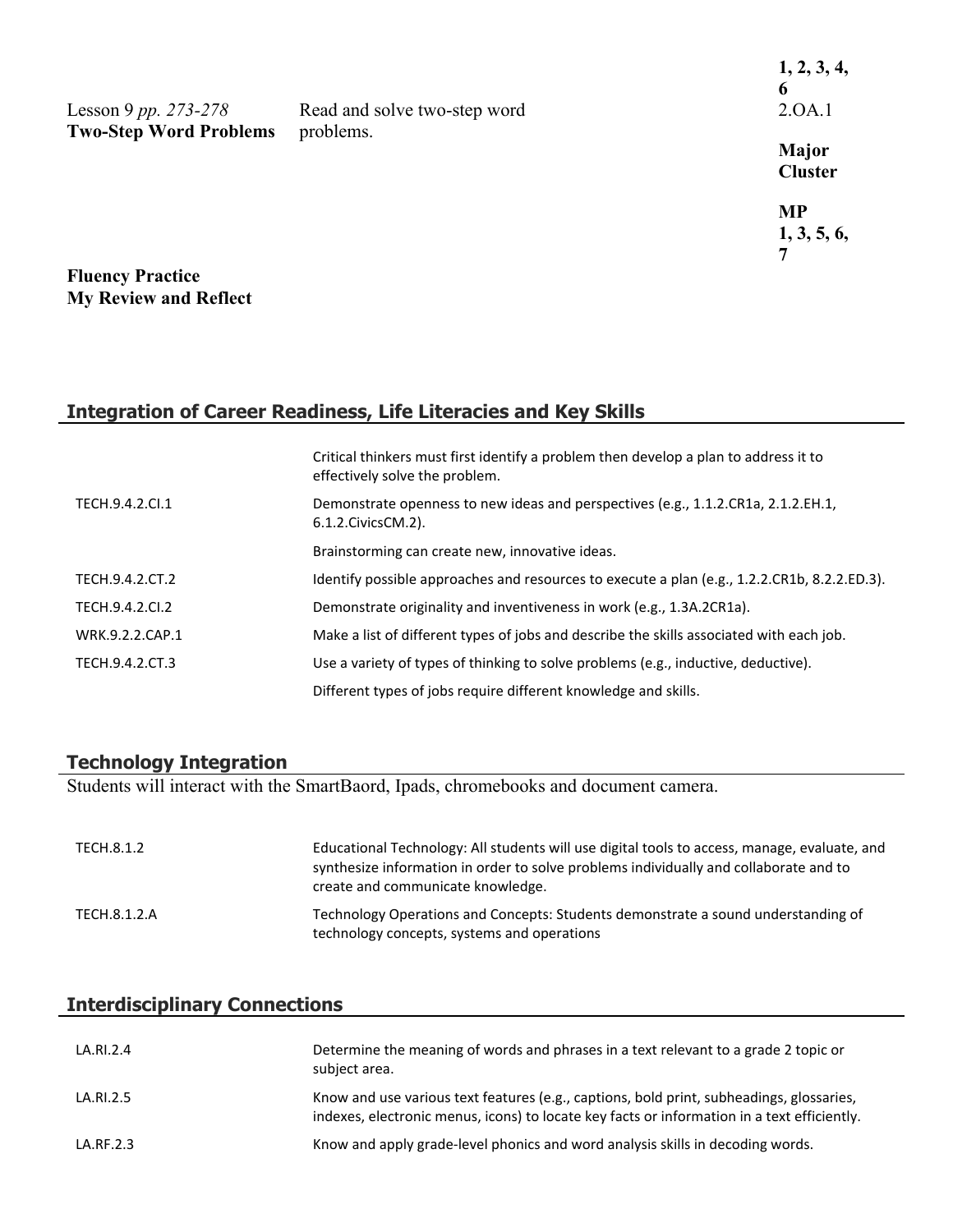| | | |
|---|---|---|
| Lesson 9 *pp. 273-278* **Two-Step Word Problems** | Read and solve two-step word problems. | **1, 2, 3, 4, 6** 2.OA.1 **Major Cluster** **MP 1, 3, 5, 6, 7** |

**Fluency Practice**
**My Review and Reflect**

## Integration of Career Readiness, Life Literacies and Key Skills

| | |
|---|---|
| | Critical thinkers must first identify a problem then develop a plan to address it to effectively solve the problem. |
| TECH.9.4.2.CI.1 | Demonstrate openness to new ideas and perspectives (e.g., 1.1.2.CR1a, 2.1.2.EH.1, 6.1.2.CivicsCM.2). |
| | Brainstorming can create new, innovative ideas. |
| TECH.9.4.2.CT.2 | Identify possible approaches and resources to execute a plan (e.g., 1.2.2.CR1b, 8.2.2.ED.3). |
| TECH.9.4.2.CI.2 | Demonstrate originality and inventiveness in work (e.g., 1.3A.2CR1a). |
| WRK.9.2.2.CAP.1 | Make a list of different types of jobs and describe the skills associated with each job. |
| TECH.9.4.2.CT.3 | Use a variety of types of thinking to solve problems (e.g., inductive, deductive). |
| | Different types of jobs require different knowledge and skills. |

## Technology Integration

Students will interact with the SmartBaord, Ipads, chromebooks and document camera.

| | |
|---|---|
| TECH.8.1.2 | Educational Technology: All students will use digital tools to access, manage, evaluate, and synthesize information in order to solve problems individually and collaborate and to create and communicate knowledge. |
| TECH.8.1.2.A | Technology Operations and Concepts: Students demonstrate a sound understanding of technology concepts, systems and operations |

## Interdisciplinary Connections

| | |
|---|---|
| LA.RI.2.4 | Determine the meaning of words and phrases in a text relevant to a grade 2 topic or subject area. |
| LA.RI.2.5 | Know and use various text features (e.g., captions, bold print, subheadings, glossaries, indexes, electronic menus, icons) to locate key facts or information in a text efficiently. |
| LA.RF.2.3 | Know and apply grade-level phonics and word analysis skills in decoding words. |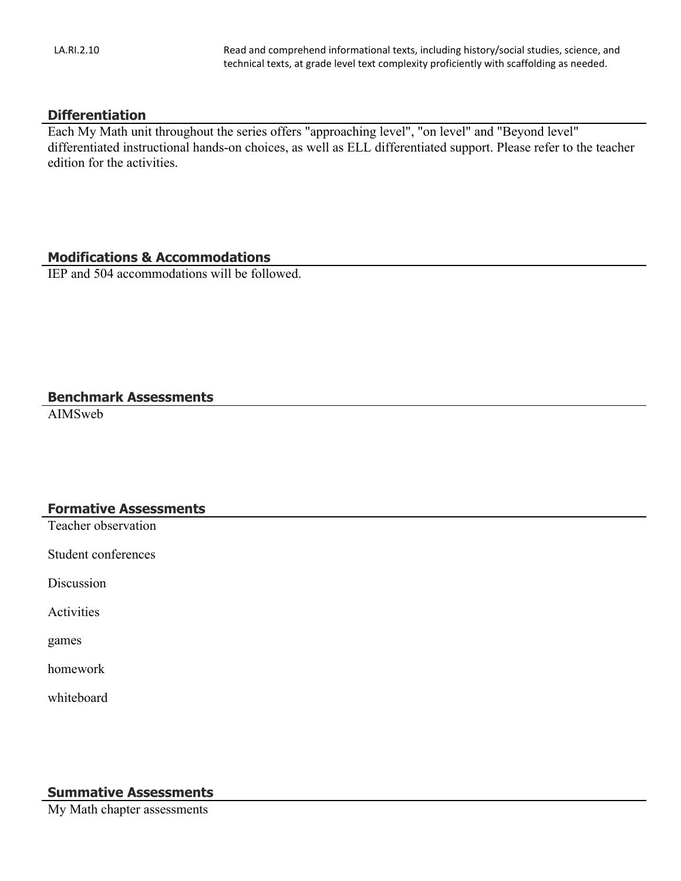| | |
|---|---|
| LA.RI.2.10 | Read and comprehend informational texts, including history/social studies, science, and technical texts, at grade level text complexity proficiently with scaffolding as needed. |

## Differentiation

Each My Math unit throughout the series offers "approaching level", "on level" and "Beyond level" differentiated instructional hands-on choices, as well as ELL differentiated support. Please refer to the teacher edition for the activities.

## Modifications & Accommodations

IEP and 504 accommodations will be followed.

## Benchmark Assessments

AIMSweb

## Formative Assessments

Teacher observation

Student conferences

Discussion

Activities

games

homework

whiteboard

## Summative Assessments

My Math chapter assessments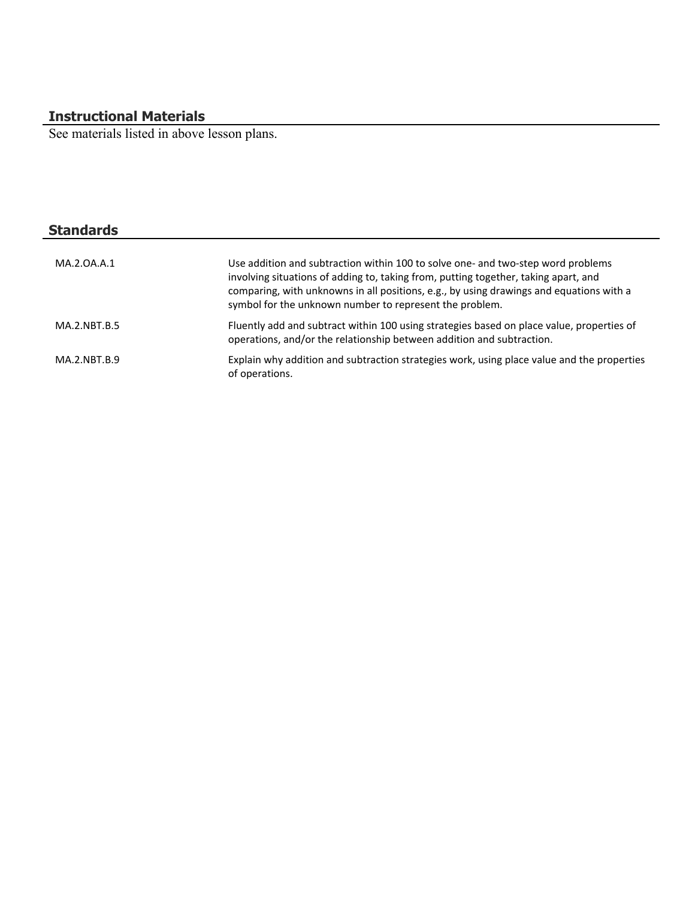## Instructional Materials

See materials listed in above lesson plans.

## Standards

| | |
|---|---|
| MA.2.OA.A.1 | Use addition and subtraction within 100 to solve one- and two-step word problems involving situations of adding to, taking from, putting together, taking apart, and comparing, with unknowns in all positions, e.g., by using drawings and equations with a symbol for the unknown number to represent the problem. |
| MA.2.NBT.B.5 | Fluently add and subtract within 100 using strategies based on place value, properties of operations, and/or the relationship between addition and subtraction. |
| MA.2.NBT.B.9 | Explain why addition and subtraction strategies work, using place value and the properties of operations. |